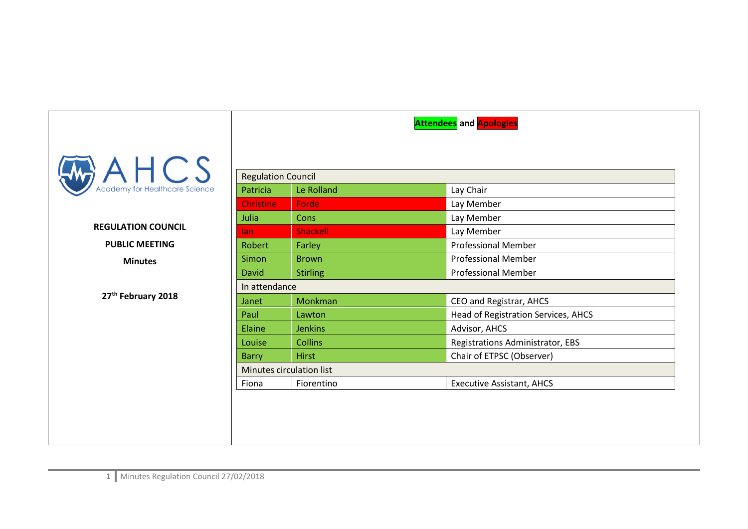AHCS Academy for Healthcare Science

**REGULATION COUNCIL**

**PUBLIC MEETING**

**Minutes**

**27th February 2018**

**Attendees** and **Apologies**

| Regulation Council | | |
|---|---|---|
| Patricia | Le Rolland | Lay Chair |
| Christine | Forde | Lay Member |
| Julia | Cons | Lay Member |
| Ian | Shackell | Lay Member |
| Robert | Farley | Professional Member |
| Simon | Brown | Professional Member |
| David | Stirling | Professional Member |
| **In attendance** | | |
| Janet | Monkman | CEO and Registrar, AHCS |
| Paul | Lawton | Head of Registration Services, AHCS |
| Elaine | Jenkins | Advisor, AHCS |
| Louise | Collins | Registrations Administrator, EBS |
| Barry | Hirst | Chair of ETPSC (Observer) |
| **Minutes circulation list** | | |
| Fiona | Fiorentino | Executive Assistant, AHCS |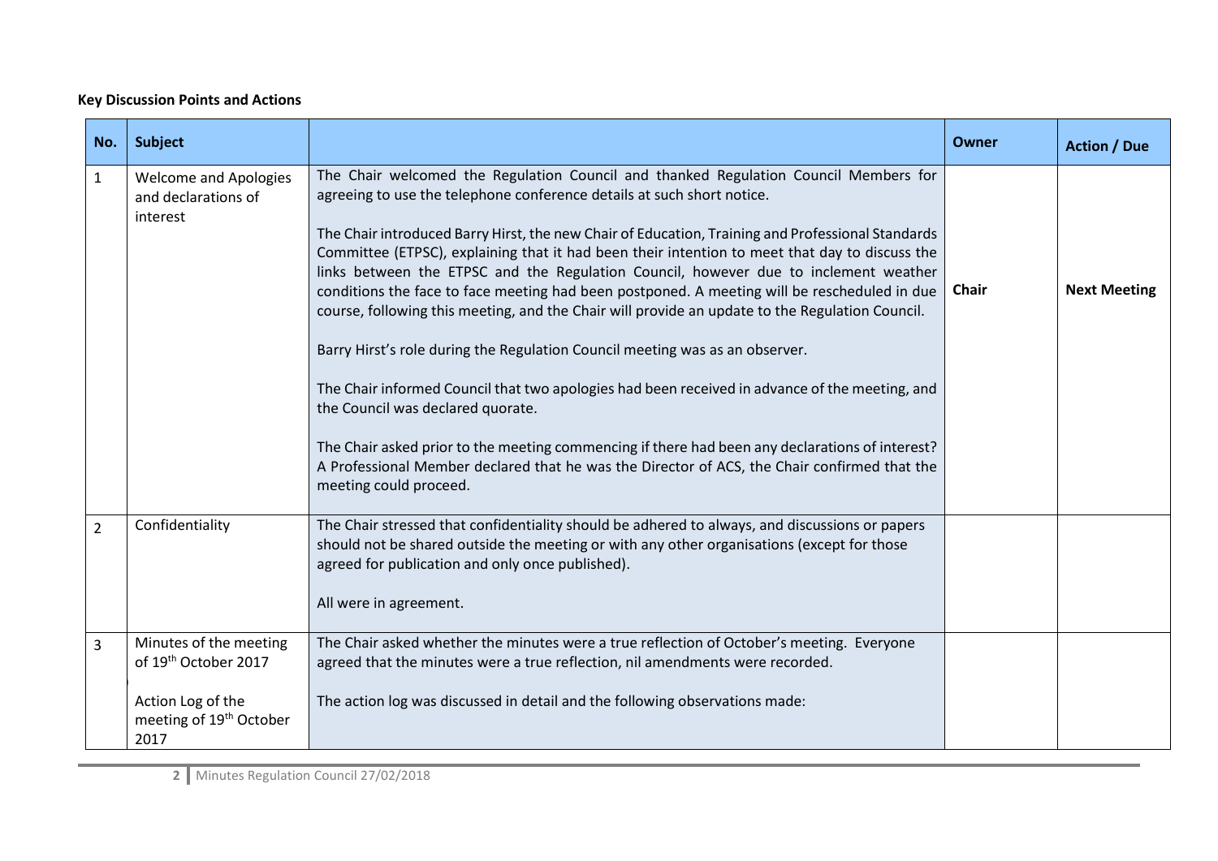**Key Discussion Points and Actions**

| No. | Subject | | Owner | Action / Due |
|---|---|---|---|---|
| 1 | Welcome and Apologies and declarations of interest | The Chair welcomed the Regulation Council and thanked Regulation Council Members for agreeing to use the telephone conference details at such short notice.<br><br>The Chair introduced Barry Hirst, the new Chair of Education, Training and Professional Standards Committee (ETPSC), explaining that it had been their intention to meet that day to discuss the links between the ETPSC and the Regulation Council, however due to inclement weather conditions the face to face meeting had been postponed. A meeting will be rescheduled in due course, following this meeting, and the Chair will provide an update to the Regulation Council.<br><br>Barry Hirst's role during the Regulation Council meeting was as an observer.<br><br>The Chair informed Council that two apologies had been received in advance of the meeting, and the Council was declared quorate.<br><br>The Chair asked prior to the meeting commencing if there had been any declarations of interest? A Professional Member declared that he was the Director of ACS, the Chair confirmed that the meeting could proceed. | **Chair** | **Next Meeting** |
| 2 | Confidentiality | The Chair stressed that confidentiality should be adhered to always, and discussions or papers should not be shared outside the meeting or with any other organisations (except for those agreed for publication and only once published).<br><br>All were in agreement. | | |
| 3 | Minutes of the meeting of 19th October 2017<br><br>Action Log of the meeting of 19th October 2017 | The Chair asked whether the minutes were a true reflection of October's meeting. Everyone agreed that the minutes were a true reflection, nil amendments were recorded.<br><br>The action log was discussed in detail and the following observations made: | | |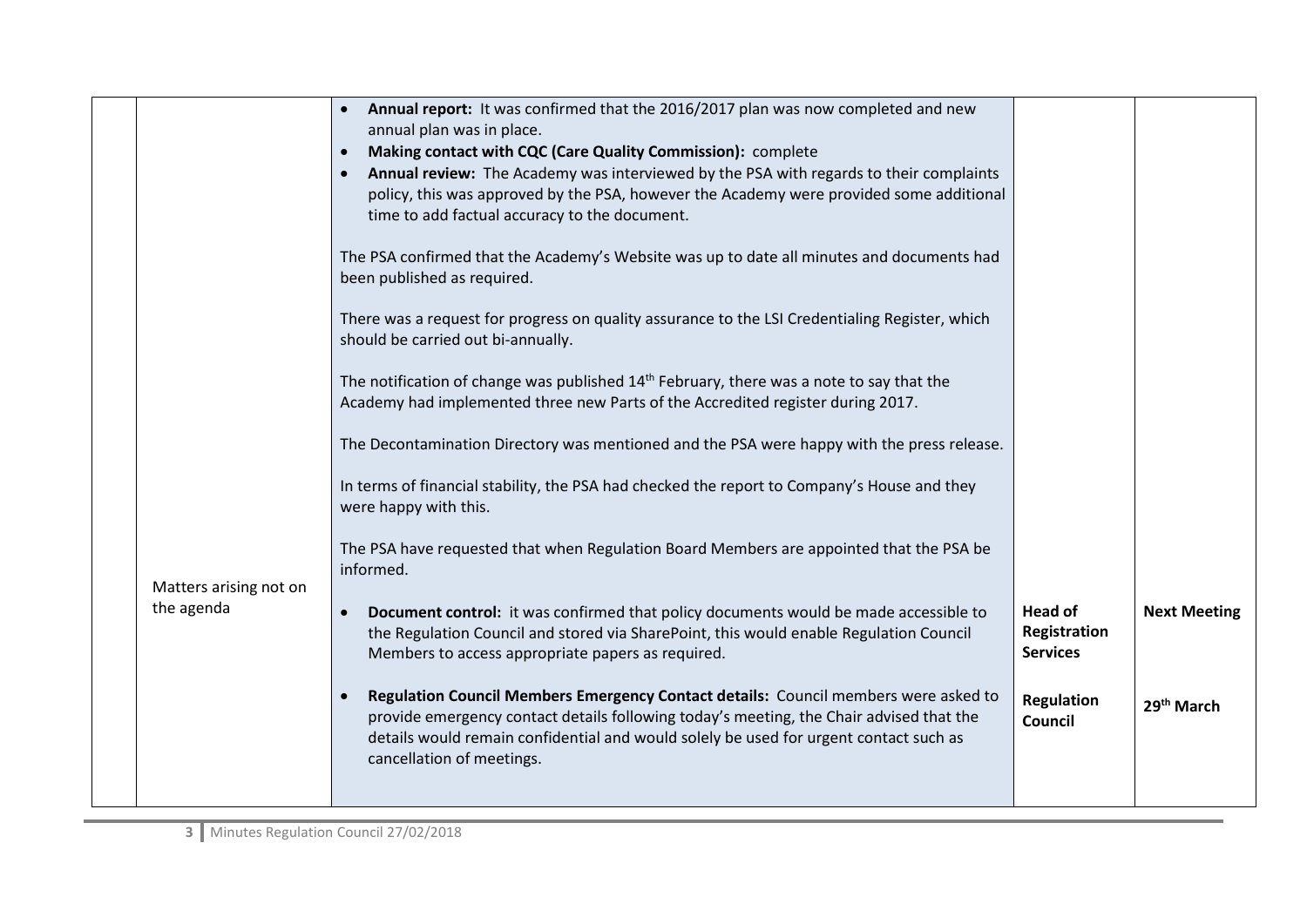| | | | | |
|---|---|---|---|---|
| | Matters arising not on the agenda | • **Annual report:** It was confirmed that the 2016/2017 plan was now completed and new annual plan was in place.<br>• **Making contact with CQC (Care Quality Commission):** complete<br>• **Annual review:** The Academy was interviewed by the PSA with regards to their complaints policy, this was approved by the PSA, however the Academy were provided some additional time to add factual accuracy to the document.<br><br>The PSA confirmed that the Academy's Website was up to date all minutes and documents had been published as required.<br><br>There was a request for progress on quality assurance to the LSI Credentialing Register, which should be carried out bi-annually.<br><br>The notification of change was published 14th February, there was a note to say that the Academy had implemented three new Parts of the Accredited register during 2017.<br><br>The Decontamination Directory was mentioned and the PSA were happy with the press release.<br><br>In terms of financial stability, the PSA had checked the report to Company's House and they were happy with this.<br><br>The PSA have requested that when Regulation Board Members are appointed that the PSA be informed.<br><br>• **Document control:** it was confirmed that policy documents would be made accessible to the Regulation Council and stored via SharePoint, this would enable Regulation Council Members to access appropriate papers as required.<br><br>• **Regulation Council Members Emergency Contact details:** Council members were asked to provide emergency contact details following today's meeting, the Chair advised that the details would remain confidential and would solely be used for urgent contact such as cancellation of meetings. | **Head of Registration Services**<br><br>**Regulation Council** | **Next Meeting**<br><br>**29th March** |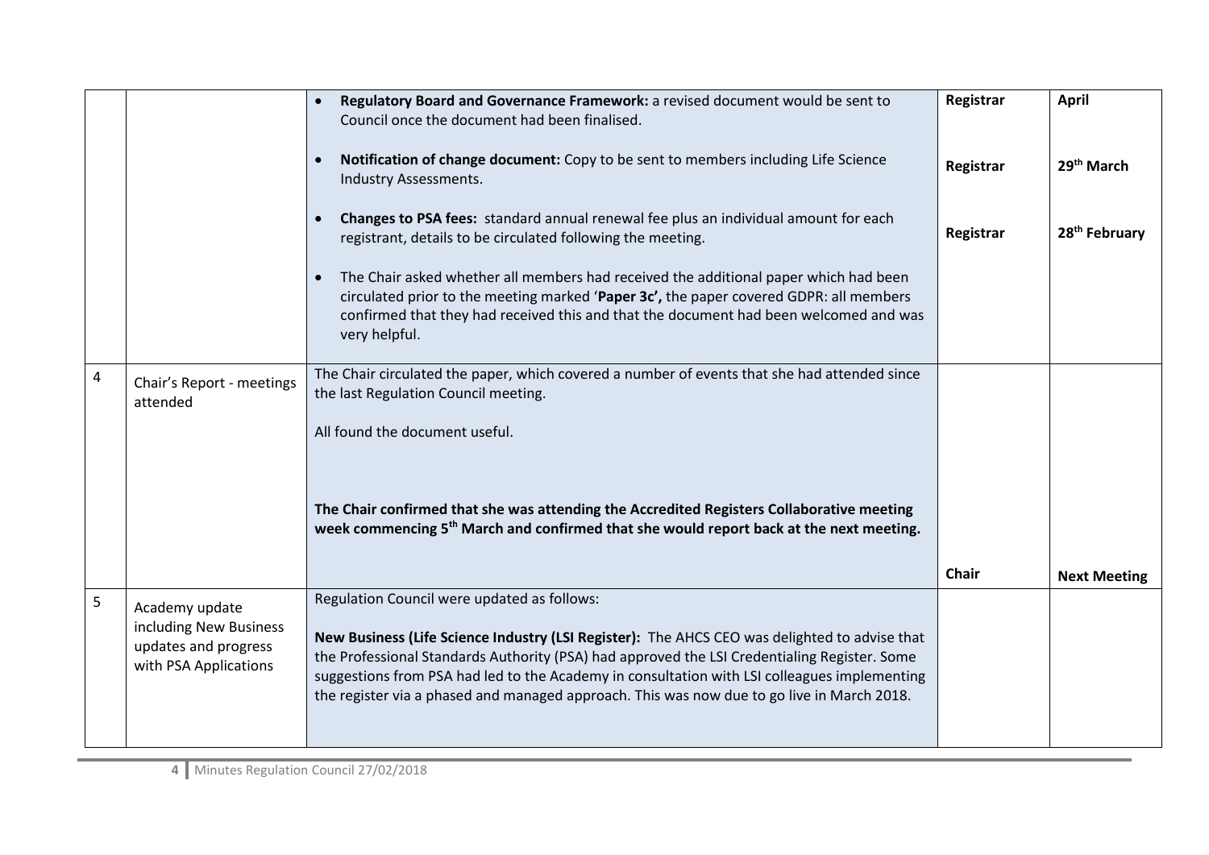| | | | | |
|---|---|---|---|---|
| | | • **Regulatory Board and Governance Framework:** a revised document would be sent to Council once the document had been finalised.<br><br>• **Notification of change document:** Copy to be sent to members including Life Science Industry Assessments.<br><br>• **Changes to PSA fees:** standard annual renewal fee plus an individual amount for each registrant, details to be circulated following the meeting.<br><br>• The Chair asked whether all members had received the additional paper which had been circulated prior to the meeting marked '**Paper 3c',** the paper covered GDPR: all members confirmed that they had received this and that the document had been welcomed and was very helpful. | **Registrar**<br><br>**Registrar**<br><br>**Registrar** | **April**<br><br>**29th March**<br><br>**28th February** |
| 4 | Chair's Report - meetings attended | The Chair circulated the paper, which covered a number of events that she had attended since the last Regulation Council meeting.<br><br>All found the document useful.<br><br>**The Chair confirmed that she was attending the Accredited Registers Collaborative meeting week commencing 5th March and confirmed that she would report back at the next meeting.** | **Chair** | **Next Meeting** |
| 5 | Academy update including New Business updates and progress with PSA Applications | Regulation Council were updated as follows:<br><br>**New Business (Life Science Industry (LSI Register):** The AHCS CEO was delighted to advise that the Professional Standards Authority (PSA) had approved the LSI Credentialing Register. Some suggestions from PSA had led to the Academy in consultation with LSI colleagues implementing the register via a phased and managed approach. This was now due to go live in March 2018. | | |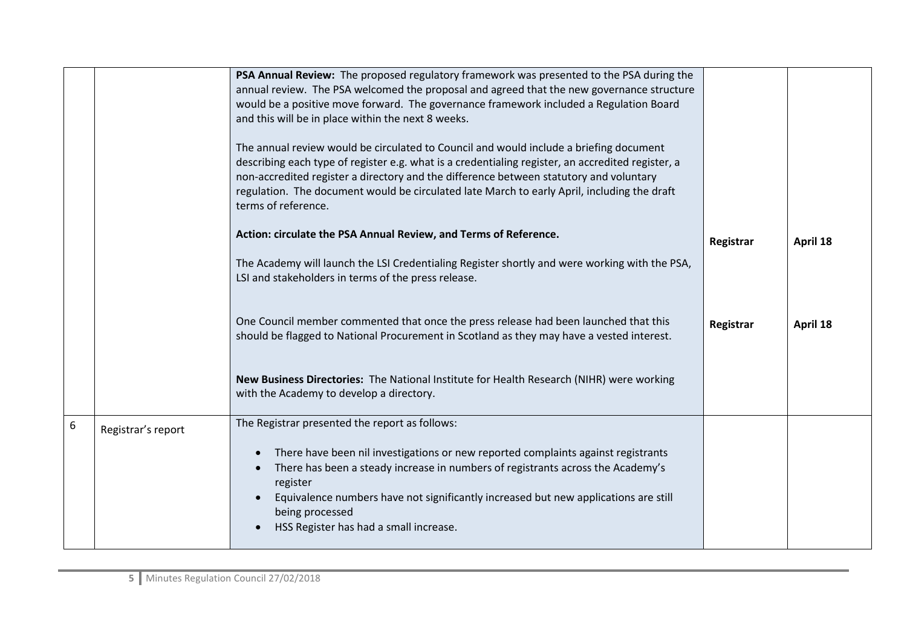| | | | | |
|---|---|---|---|---|
| | | **PSA Annual Review:** The proposed regulatory framework was presented to the PSA during the annual review. The PSA welcomed the proposal and agreed that the new governance structure would be a positive move forward. The governance framework included a Regulation Board and this will be in place within the next 8 weeks.<br><br>The annual review would be circulated to Council and would include a briefing document describing each type of register e.g. what is a credentialing register, an accredited register, a non-accredited register a directory and the difference between statutory and voluntary regulation. The document would be circulated late March to early April, including the draft terms of reference.<br><br>**Action: circulate the PSA Annual Review, and Terms of Reference.** | **Registrar** | **April 18** |
| | | The Academy will launch the LSI Credentialing Register shortly and were working with the PSA, LSI and stakeholders in terms of the press release.<br><br>One Council member commented that once the press release had been launched that this should be flagged to National Procurement in Scotland as they may have a vested interest. | **Registrar** | **April 18** |
| | | **New Business Directories:** The National Institute for Health Research (NIHR) were working with the Academy to develop a directory. | | |
| 6 | Registrar's report | The Registrar presented the report as follows:<br><br>• There have been nil investigations or new reported complaints against registrants<br>• There has been a steady increase in numbers of registrants across the Academy's register<br>• Equivalence numbers have not significantly increased but new applications are still being processed<br>• HSS Register has had a small increase. | | |

Minutes Regulation Council 27/02/2018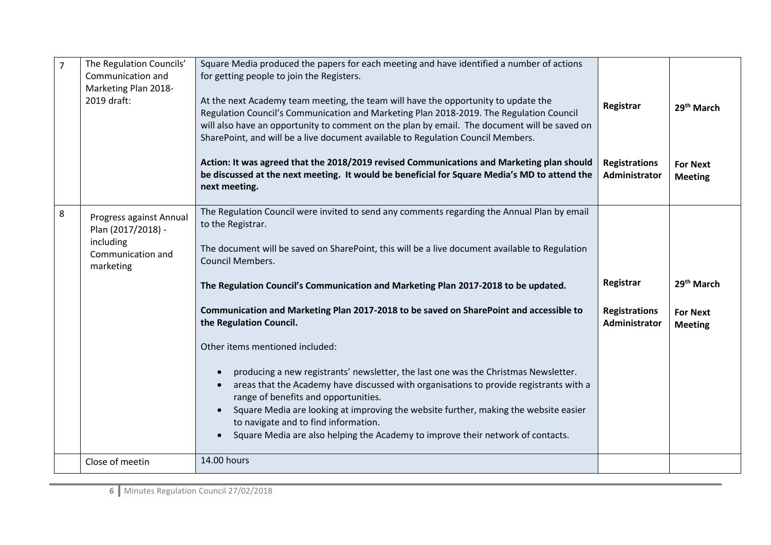| | | | | |
|---|---|---|---|---|
| 7 | The Regulation Councils' Communication and Marketing Plan 2018-2019 draft: | Square Media produced the papers for each meeting and have identified a number of actions for getting people to join the Registers.<br><br>At the next Academy team meeting, the team will have the opportunity to update the Regulation Council's Communication and Marketing Plan 2018-2019. The Regulation Council will also have an opportunity to comment on the plan by email. The document will be saved on SharePoint, and will be a live document available to Regulation Council Members.<br><br>**Action: It was agreed that the 2018/2019 revised Communications and Marketing plan should be discussed at the next meeting. It would be beneficial for Square Media's MD to attend the next meeting.** | **Registrar**<br><br>**Registrations Administrator** | **29th March**<br><br>**For Next Meeting** |
| 8 | Progress against Annual Plan (2017/2018) - including Communication and marketing | The Regulation Council were invited to send any comments regarding the Annual Plan by email to the Registrar.<br><br>The document will be saved on SharePoint, this will be a live document available to Regulation Council Members.<br><br>**The Regulation Council's Communication and Marketing Plan 2017-2018 to be updated.**<br><br>**Communication and Marketing Plan 2017-2018 to be saved on SharePoint and accessible to the Regulation Council.**<br><br>Other items mentioned included:<br><br>• producing a new registrants' newsletter, the last one was the Christmas Newsletter.<br>• areas that the Academy have discussed with organisations to provide registrants with a range of benefits and opportunities.<br>• Square Media are looking at improving the website further, making the website easier to navigate and to find information.<br>• Square Media are also helping the Academy to improve their network of contacts. | **Registrar**<br><br>**Registrations Administrator** | **29th March**<br><br>**For Next Meeting** |
| | Close of meetin | 14.00 hours | | |